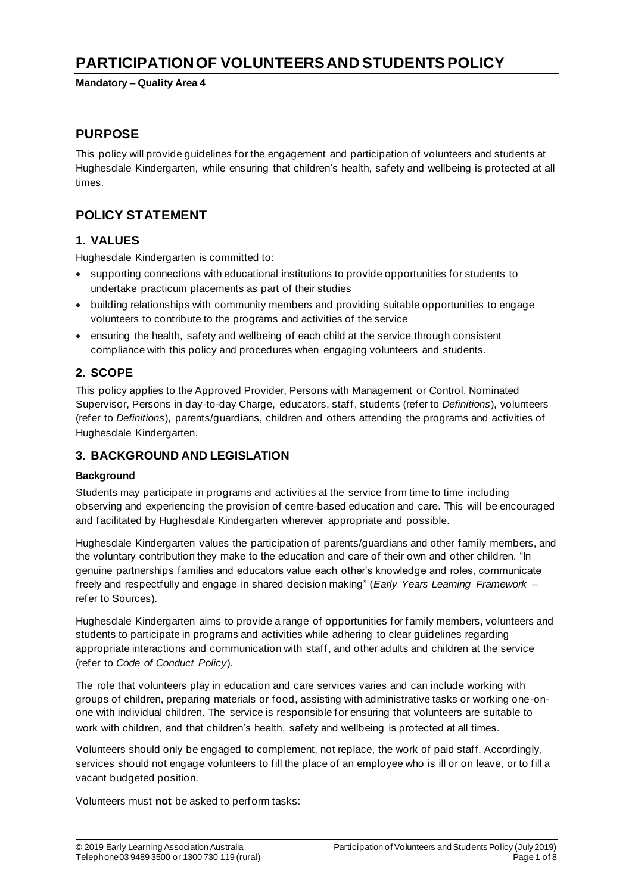# PARTICIPATION OF VOLUNTEERS AND STUDENTS POLICY

**Mandatory – Quality Area 4**

## PURPOSE

This policy will provide guidelines for the engagement and participation of volunteers and students at Hughesdale Kindergarten, while ensuring that children's health, safety and wellbeing is protected at all times.

## POLICY STATEMENT

### 1. VALUES

Hughesdale Kindergarten is committed to:

- supporting connections with educational institutions to provide opportunities for students to undertake practicum placements as part of their studies
- building relationships with community members and providing suitable opportunities to engage volunteers to contribute to the programs and activities of the service
- ensuring the health, safety and wellbeing of each child at the service through consistent compliance with this policy and procedures when engaging volunteers and students.

### 2. SCOPE

This policy applies to the Approved Provider, Persons with Management or Control, Nominated Supervisor, Persons in day-to-day Charge, educators, staff, students (refer to *Definitions*), volunteers (refer to *Definitions*), parents/guardians, children and others attending the programs and activities of Hughesdale Kindergarten.

### 3. BACKGROUND AND LEGISLATION

#### Background

Students may participate in programs and activities at the service from time to time including observing and experiencing the provision of centre-based education and care. This will be encouraged and facilitated by Hughesdale Kindergarten wherever appropriate and possible.

Hughesdale Kindergarten values the participation of parents/guardians and other family members, and the voluntary contribution they make to the education and care of their own and other children. "In genuine partnerships families and educators value each other's knowledge and roles, communicate freely and respectfully and engage in shared decision making" (*Early Years Learning Framework* – refer to Sources).

Hughesdale Kindergarten aims to provide a range of opportunities for family members, volunteers and students to participate in programs and activities while adhering to clear guidelines regarding appropriate interactions and communication with staff, and other adults and children at the service (refer to *Code of Conduct Policy*).

The role that volunteers play in education and care services varies and can include working with groups of children, preparing materials or food, assisting with administrative tasks or working one-on-one with individual children. The service is responsible for ensuring that volunteers are suitable to work with children, and that children's health, safety and wellbeing is protected at all times.

Volunteers should only be engaged to complement, not replace, the work of paid staff. Accordingly, services should not engage volunteers to fill the place of an employee who is ill or on leave, or to fill a vacant budgeted position.

Volunteers must **not** be asked to perform tasks: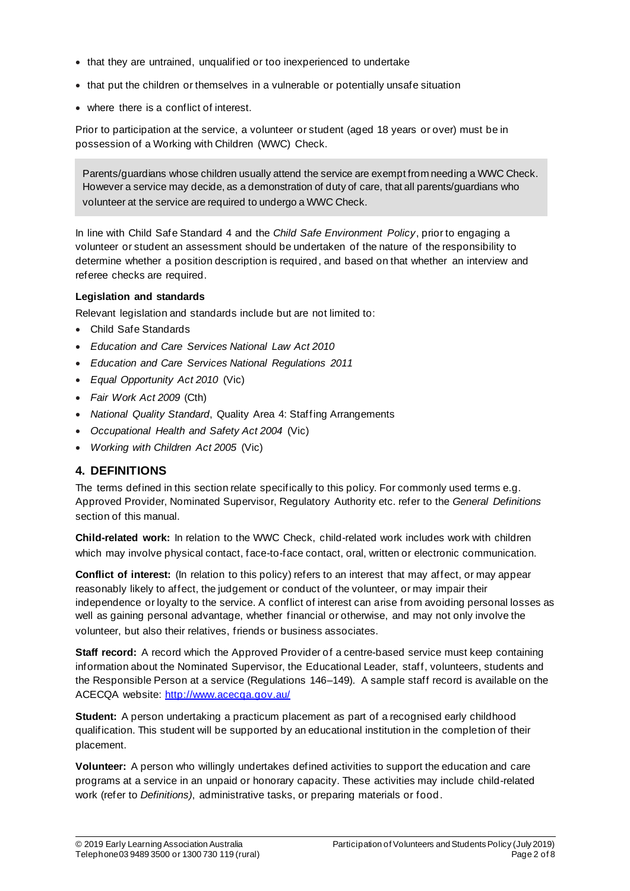- that they are untrained, unqualified or too inexperienced to undertake
- that put the children or themselves in a vulnerable or potentially unsafe situation
- where there is a conflict of interest.

Prior to participation at the service, a volunteer or student (aged 18 years or over) must be in possession of a Working with Children (WWC) Check.

> Parents/guardians whose children usually attend the service are exempt from needing a WWC Check. However a service may decide, as a demonstration of duty of care, that all parents/guardians who volunteer at the service are required to undergo a WWC Check.

In line with Child Safe Standard 4 and the *Child Safe Environment Policy*, prior to engaging a volunteer or student an assessment should be undertaken of the nature of the responsibility to determine whether a position description is required, and based on that whether an interview and referee checks are required.

**Legislation and standards**

Relevant legislation and standards include but are not limited to:

- Child Safe Standards
- *Education and Care Services National Law Act 2010*
- *Education and Care Services National Regulations 2011*
- *Equal Opportunity Act 2010* (Vic)
- *Fair Work Act 2009* (Cth)
- *National Quality Standard*, Quality Area 4: Staffing Arrangements
- *Occupational Health and Safety Act 2004* (Vic)
- *Working with Children Act 2005* (Vic)

## 4. DEFINITIONS

The terms defined in this section relate specifically to this policy. For commonly used terms e.g. Approved Provider, Nominated Supervisor, Regulatory Authority etc. refer to the *General Definitions* section of this manual.

**Child-related work:** In relation to the WWC Check, child-related work includes work with children which may involve physical contact, face-to-face contact, oral, written or electronic communication.

**Conflict of interest:** (In relation to this policy) refers to an interest that may affect, or may appear reasonably likely to affect, the judgement or conduct of the volunteer, or may impair their independence or loyalty to the service. A conflict of interest can arise from avoiding personal losses as well as gaining personal advantage, whether financial or otherwise, and may not only involve the volunteer, but also their relatives, friends or business associates.

**Staff record:** A record which the Approved Provider of a centre-based service must keep containing information about the Nominated Supervisor, the Educational Leader, staff, volunteers, students and the Responsible Person at a service (Regulations 146–149). A sample staff record is available on the ACECQA website: http://www.acecqa.gov.au/

**Student:** A person undertaking a practicum placement as part of a recognised early childhood qualification. This student will be supported by an educational institution in the completion of their placement.

**Volunteer:** A person who willingly undertakes defined activities to support the education and care programs at a service in an unpaid or honorary capacity. These activities may include child-related work (refer to *Definitions)*, administrative tasks, or preparing materials or food.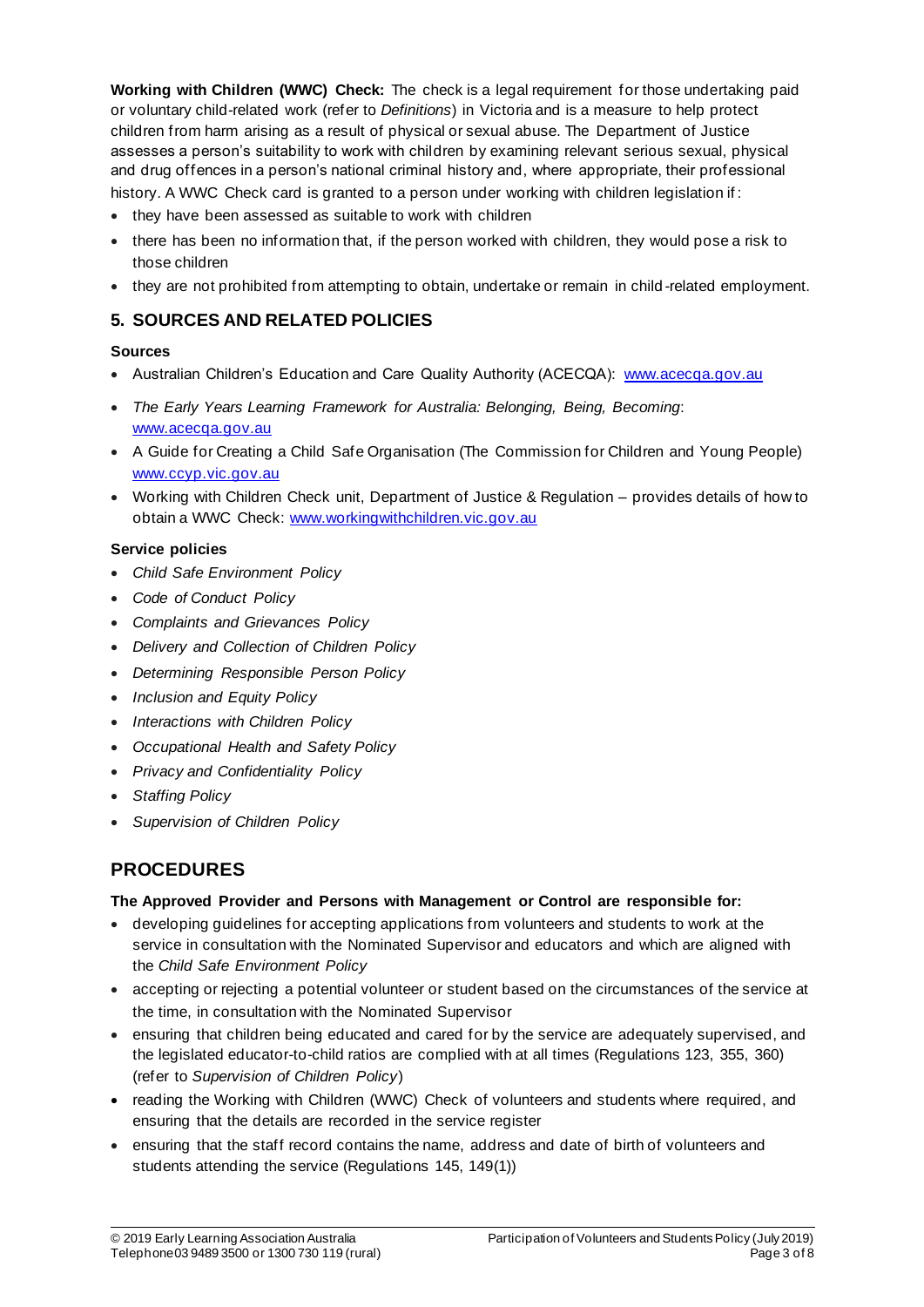**Working with Children (WWC) Check:** The check is a legal requirement for those undertaking paid or voluntary child-related work (refer to *Definitions*) in Victoria and is a measure to help protect children from harm arising as a result of physical or sexual abuse. The Department of Justice assesses a person's suitability to work with children by examining relevant serious sexual, physical and drug offences in a person's national criminal history and, where appropriate, their professional history. A WWC Check card is granted to a person under working with children legislation if:

- they have been assessed as suitable to work with children
- there has been no information that, if the person worked with children, they would pose a risk to those children
- they are not prohibited from attempting to obtain, undertake or remain in child-related employment.

## 5. SOURCES AND RELATED POLICIES

### Sources

- Australian Children's Education and Care Quality Authority (ACECQA): www.acecqa.gov.au
- *The Early Years Learning Framework for Australia: Belonging, Being, Becoming*: www.acecqa.gov.au
- A Guide for Creating a Child Safe Organisation (The Commission for Children and Young People) www.ccyp.vic.gov.au
- Working with Children Check unit, Department of Justice & Regulation – provides details of how to obtain a WWC Check: www.workingwithchildren.vic.gov.au

### Service policies

- *Child Safe Environment Policy*
- *Code of Conduct Policy*
- *Complaints and Grievances Policy*
- *Delivery and Collection of Children Policy*
- *Determining Responsible Person Policy*
- *Inclusion and Equity Policy*
- *Interactions with Children Policy*
- *Occupational Health and Safety Policy*
- *Privacy and Confidentiality Policy*
- *Staffing Policy*
- *Supervision of Children Policy*

# PROCEDURES

### The Approved Provider and Persons with Management or Control are responsible for:

- developing guidelines for accepting applications from volunteers and students to work at the service in consultation with the Nominated Supervisor and educators and which are aligned with the *Child Safe Environment Policy*
- accepting or rejecting a potential volunteer or student based on the circumstances of the service at the time, in consultation with the Nominated Supervisor
- ensuring that children being educated and cared for by the service are adequately supervised, and the legislated educator-to-child ratios are complied with at all times (Regulations 123, 355, 360) (refer to *Supervision of Children Policy*)
- reading the Working with Children (WWC) Check of volunteers and students where required, and ensuring that the details are recorded in the service register
- ensuring that the staff record contains the name, address and date of birth of volunteers and students attending the service (Regulations 145, 149(1))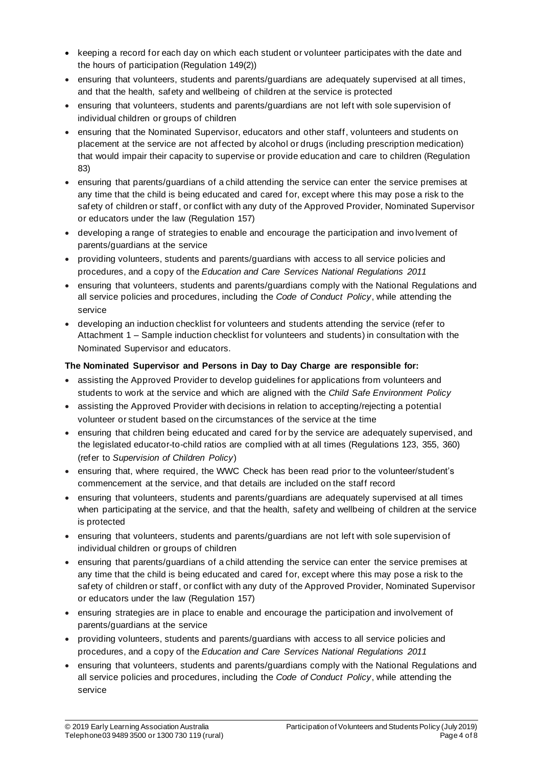- keeping a record for each day on which each student or volunteer participates with the date and the hours of participation (Regulation 149(2))
- ensuring that volunteers, students and parents/guardians are adequately supervised at all times, and that the health, safety and wellbeing of children at the service is protected
- ensuring that volunteers, students and parents/guardians are not left with sole supervision of individual children or groups of children
- ensuring that the Nominated Supervisor, educators and other staff, volunteers and students on placement at the service are not affected by alcohol or drugs (including prescription medication) that would impair their capacity to supervise or provide education and care to children (Regulation 83)
- ensuring that parents/guardians of a child attending the service can enter the service premises at any time that the child is being educated and cared for, except where this may pose a risk to the safety of children or staff, or conflict with any duty of the Approved Provider, Nominated Supervisor or educators under the law (Regulation 157)
- developing a range of strategies to enable and encourage the participation and involvement of parents/guardians at the service
- providing volunteers, students and parents/guardians with access to all service policies and procedures, and a copy of the *Education and Care Services National Regulations 2011*
- ensuring that volunteers, students and parents/guardians comply with the National Regulations and all service policies and procedures, including the *Code of Conduct Policy*, while attending the service
- developing an induction checklist for volunteers and students attending the service (refer to Attachment 1 – Sample induction checklist for volunteers and students) in consultation with the Nominated Supervisor and educators.

**The Nominated Supervisor and Persons in Day to Day Charge are responsible for:**

- assisting the Approved Provider to develop guidelines for applications from volunteers and students to work at the service and which are aligned with the *Child Safe Environment Policy*
- assisting the Approved Provider with decisions in relation to accepting/rejecting a potential volunteer or student based on the circumstances of the service at the time
- ensuring that children being educated and cared for by the service are adequately supervised, and the legislated educator-to-child ratios are complied with at all times (Regulations 123, 355, 360) (refer to *Supervision of Children Policy*)
- ensuring that, where required, the WWC Check has been read prior to the volunteer/student's commencement at the service, and that details are included on the staff record
- ensuring that volunteers, students and parents/guardians are adequately supervised at all times when participating at the service, and that the health, safety and wellbeing of children at the service is protected
- ensuring that volunteers, students and parents/guardians are not left with sole supervision of individual children or groups of children
- ensuring that parents/guardians of a child attending the service can enter the service premises at any time that the child is being educated and cared for, except where this may pose a risk to the safety of children or staff, or conflict with any duty of the Approved Provider, Nominated Supervisor or educators under the law (Regulation 157)
- ensuring strategies are in place to enable and encourage the participation and involvement of parents/guardians at the service
- providing volunteers, students and parents/guardians with access to all service policies and procedures, and a copy of the *Education and Care Services National Regulations 2011*
- ensuring that volunteers, students and parents/guardians comply with the National Regulations and all service policies and procedures, including the *Code of Conduct Policy*, while attending the service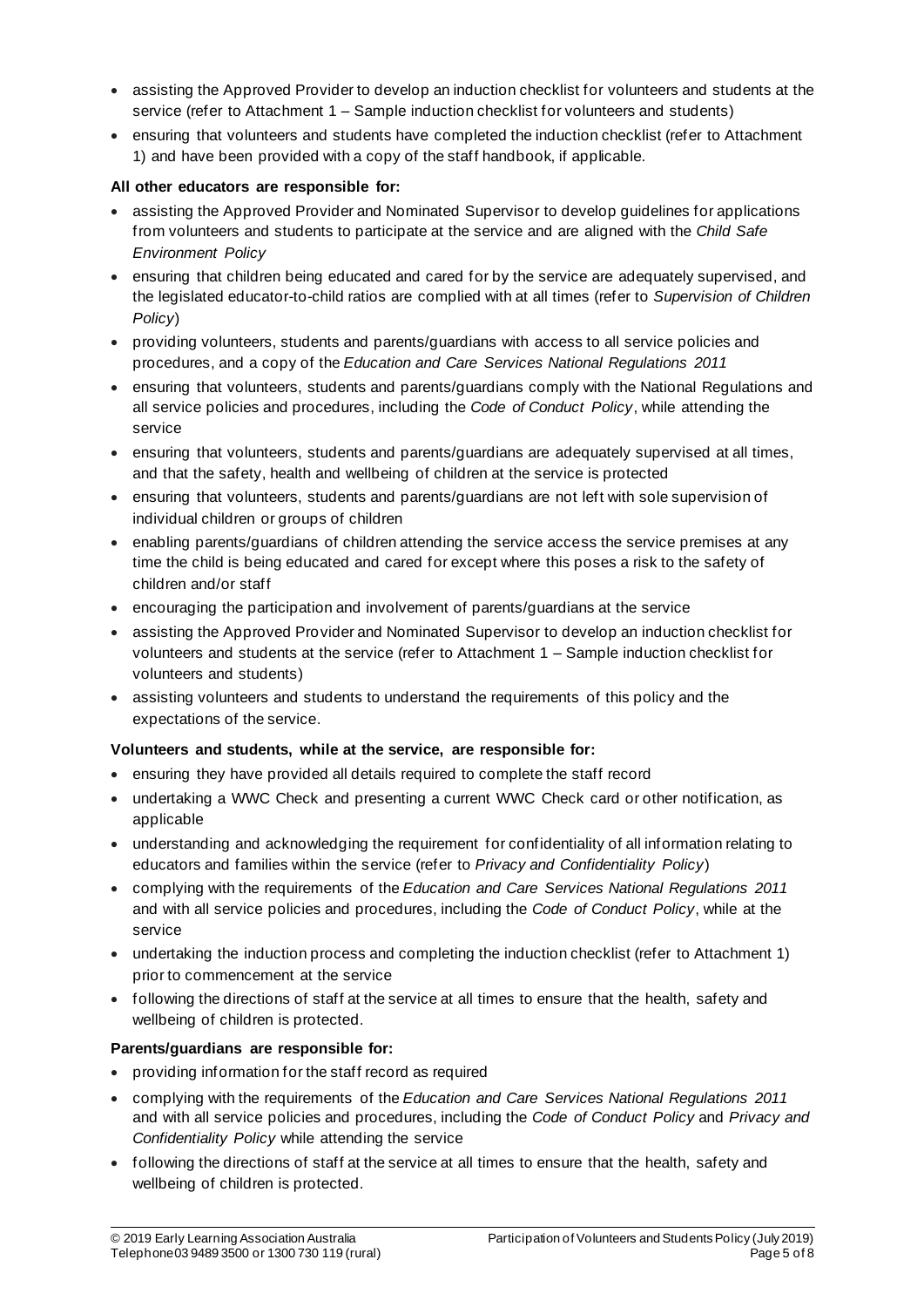- assisting the Approved Provider to develop an induction checklist for volunteers and students at the service (refer to Attachment 1 – Sample induction checklist for volunteers and students)
- ensuring that volunteers and students have completed the induction checklist (refer to Attachment 1) and have been provided with a copy of the staff handbook, if applicable.

**All other educators are responsible for:**

- assisting the Approved Provider and Nominated Supervisor to develop guidelines for applications from volunteers and students to participate at the service and are aligned with the *Child Safe Environment Policy*
- ensuring that children being educated and cared for by the service are adequately supervised, and the legislated educator-to-child ratios are complied with at all times (refer to *Supervision of Children Policy*)
- providing volunteers, students and parents/guardians with access to all service policies and procedures, and a copy of the *Education and Care Services National Regulations 2011*
- ensuring that volunteers, students and parents/guardians comply with the National Regulations and all service policies and procedures, including the *Code of Conduct Policy*, while attending the service
- ensuring that volunteers, students and parents/guardians are adequately supervised at all times, and that the safety, health and wellbeing of children at the service is protected
- ensuring that volunteers, students and parents/guardians are not left with sole supervision of individual children or groups of children
- enabling parents/guardians of children attending the service access the service premises at any time the child is being educated and cared for except where this poses a risk to the safety of children and/or staff
- encouraging the participation and involvement of parents/guardians at the service
- assisting the Approved Provider and Nominated Supervisor to develop an induction checklist for volunteers and students at the service (refer to Attachment 1 – Sample induction checklist for volunteers and students)
- assisting volunteers and students to understand the requirements of this policy and the expectations of the service.

**Volunteers and students, while at the service, are responsible for:**

- ensuring they have provided all details required to complete the staff record
- undertaking a WWC Check and presenting a current WWC Check card or other notification, as applicable
- understanding and acknowledging the requirement for confidentiality of all information relating to educators and families within the service (refer to *Privacy and Confidentiality Policy*)
- complying with the requirements of the *Education and Care Services National Regulations 2011* and with all service policies and procedures, including the *Code of Conduct Policy*, while at the service
- undertaking the induction process and completing the induction checklist (refer to Attachment 1) prior to commencement at the service
- following the directions of staff at the service at all times to ensure that the health, safety and wellbeing of children is protected.

**Parents/guardians are responsible for:**

- providing information for the staff record as required
- complying with the requirements of the *Education and Care Services National Regulations 2011* and with all service policies and procedures, including the *Code of Conduct Policy* and *Privacy and Confidentiality Policy* while attending the service
- following the directions of staff at the service at all times to ensure that the health, safety and wellbeing of children is protected.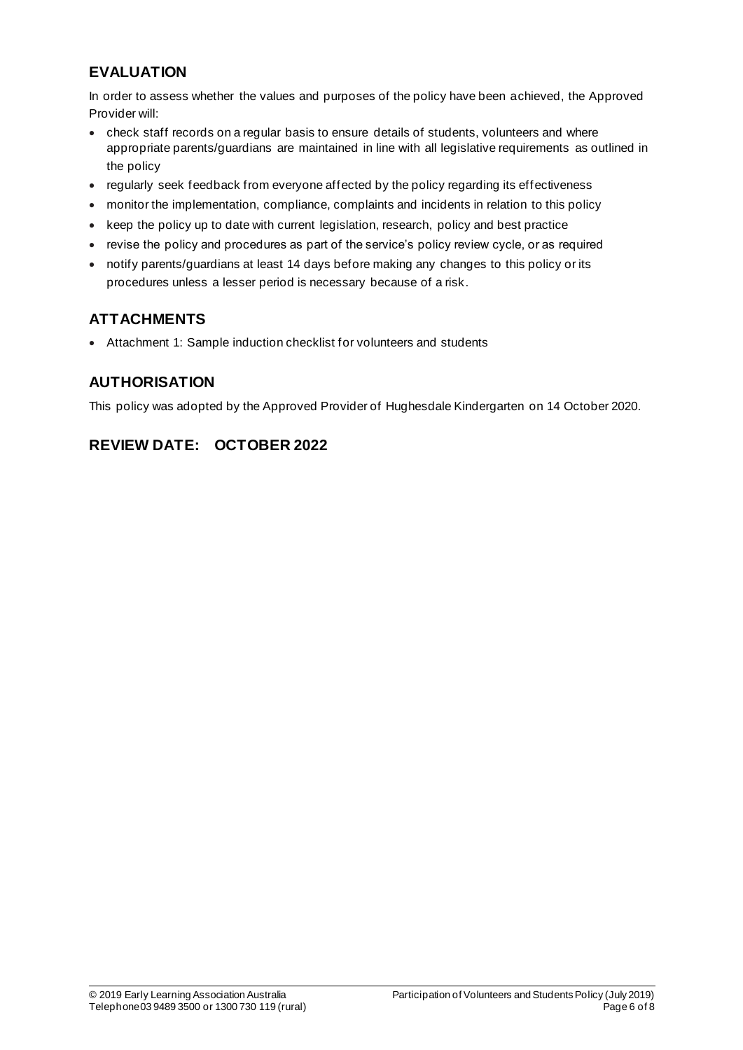## EVALUATION

In order to assess whether the values and purposes of the policy have been achieved, the Approved Provider will:

- check staff records on a regular basis to ensure details of students, volunteers and where appropriate parents/guardians are maintained in line with all legislative requirements as outlined in the policy
- regularly seek feedback from everyone affected by the policy regarding its effectiveness
- monitor the implementation, compliance, complaints and incidents in relation to this policy
- keep the policy up to date with current legislation, research, policy and best practice
- revise the policy and procedures as part of the service's policy review cycle, or as required
- notify parents/guardians at least 14 days before making any changes to this policy or its procedures unless a lesser period is necessary because of a risk.

## ATTACHMENTS

- Attachment 1: Sample induction checklist for volunteers and students

## AUTHORISATION

This policy was adopted by the Approved Provider of Hughesdale Kindergarten on 14 October 2020.

## REVIEW DATE: OCTOBER 2022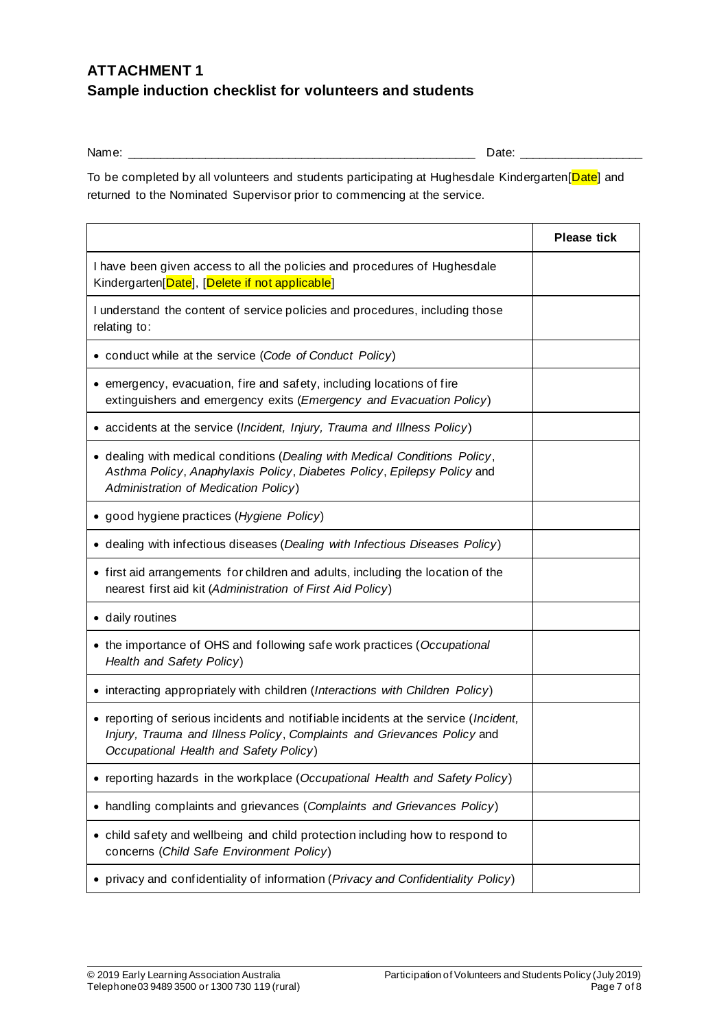## ATTACHMENT 1
## Sample induction checklist for volunteers and students

Name: \_\_\_\_\_\_\_\_\_\_\_\_\_\_\_\_\_\_\_\_\_\_\_\_\_\_\_\_\_\_\_\_\_\_\_\_\_\_\_\_\_\_\_\_\_\_\_\_\_\_\_\_ Date: \_\_\_\_\_\_\_\_\_\_\_\_\_\_\_\_\_\_

To be completed by all volunteers and students participating at Hughesdale Kindergarten[Date] and returned to the Nominated Supervisor prior to commencing at the service.

| | Please tick |
|---|---|
| I have been given access to all the policies and procedures of Hughesdale Kindergarten[Date], [Delete if not applicable] | |
| I understand the content of service policies and procedures, including those relating to: | |
| • conduct while at the service (*Code of Conduct Policy*) | |
| • emergency, evacuation, fire and safety, including locations of fire extinguishers and emergency exits (*Emergency and Evacuation Policy*) | |
| • accidents at the service (*Incident, Injury, Trauma and Illness Policy*) | |
| • dealing with medical conditions (*Dealing with Medical Conditions Policy*, *Asthma Policy*, *Anaphylaxis Policy*, *Diabetes Policy*, *Epilepsy Policy* and *Administration of Medication Policy*) | |
| • good hygiene practices (*Hygiene Policy*) | |
| • dealing with infectious diseases (*Dealing with Infectious Diseases Policy*) | |
| • first aid arrangements for children and adults, including the location of the nearest first aid kit (*Administration of First Aid Policy*) | |
| • daily routines | |
| • the importance of OHS and following safe work practices (*Occupational Health and Safety Policy*) | |
| • interacting appropriately with children (*Interactions with Children Policy*) | |
| • reporting of serious incidents and notifiable incidents at the service (*Incident, Injury, Trauma and Illness Policy*, *Complaints and Grievances Policy* and *Occupational Health and Safety Policy*) | |
| • reporting hazards in the workplace (*Occupational Health and Safety Policy*) | |
| • handling complaints and grievances (*Complaints and Grievances Policy*) | |
| • child safety and wellbeing and child protection including how to respond to concerns (*Child Safe Environment Policy*) | |
| • privacy and confidentiality of information (*Privacy and Confidentiality Policy*) | |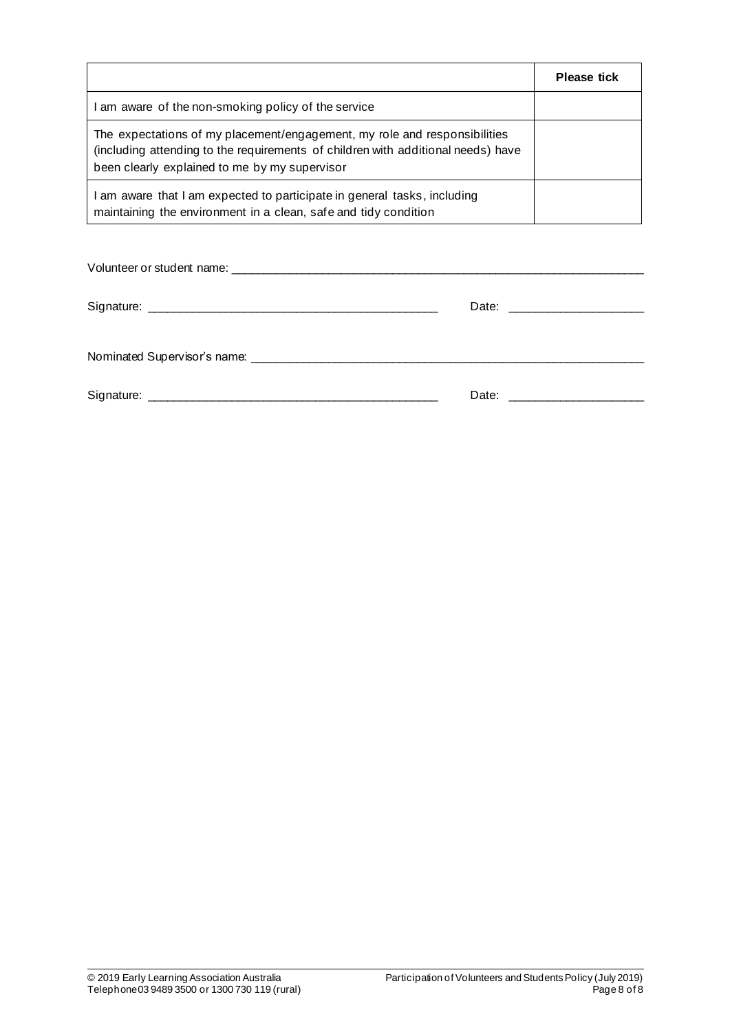| | Please tick |
|---|---|
| I am aware of the non-smoking policy of the service | |
| The expectations of my placement/engagement, my role and responsibilities (including attending to the requirements of children with additional needs) have been clearly explained to me by my supervisor | |
| I am aware that I am expected to participate in general tasks, including maintaining the environment in a clean, safe and tidy condition | |

Volunteer or student name: ______________________________________________________________

Signature: ________________________________________ Date: ____________________

Nominated Supervisor's name: ____________________________________________________________

Signature: ________________________________________ Date: ____________________